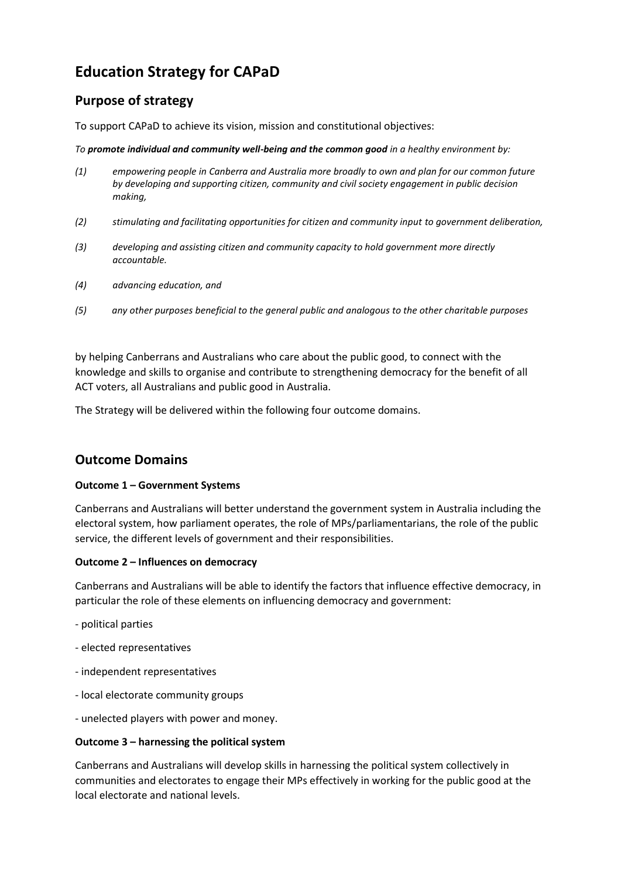# Education Strategy for CAPaD

## Purpose of strategy

To support CAPaD to achieve its vision, mission and constitutional objectives:

*To **promote individual and community well-being and the common good** in a healthy environment by:*

*(1) empowering people in Canberra and Australia more broadly to own and plan for our common future by developing and supporting citizen, community and civil society engagement in public decision making,*

*(2) stimulating and facilitating opportunities for citizen and community input to government deliberation,*

*(3) developing and assisting citizen and community capacity to hold government more directly accountable.*

*(4) advancing education, and*

*(5) any other purposes beneficial to the general public and analogous to the other charitable purposes*

by helping Canberrans and Australians who care about the public good, to connect with the knowledge and skills to organise and contribute to strengthening democracy for the benefit of all ACT voters, all Australians and public good in Australia.

The Strategy will be delivered within the following four outcome domains.

## Outcome Domains

**Outcome 1 – Government Systems**

Canberrans and Australians will better understand the government system in Australia including the electoral system, how parliament operates, the role of MPs/parliamentarians, the role of the public service, the different levels of government and their responsibilities.

**Outcome 2 – Influences on democracy**

Canberrans and Australians will be able to identify the factors that influence effective democracy, in particular the role of these elements on influencing democracy and government:

- political parties
- elected representatives
- independent representatives
- local electorate community groups
- unelected players with power and money.

**Outcome 3 – harnessing the political system**

Canberrans and Australians will develop skills in harnessing the political system collectively in communities and electorates to engage their MPs effectively in working for the public good at the local electorate and national levels.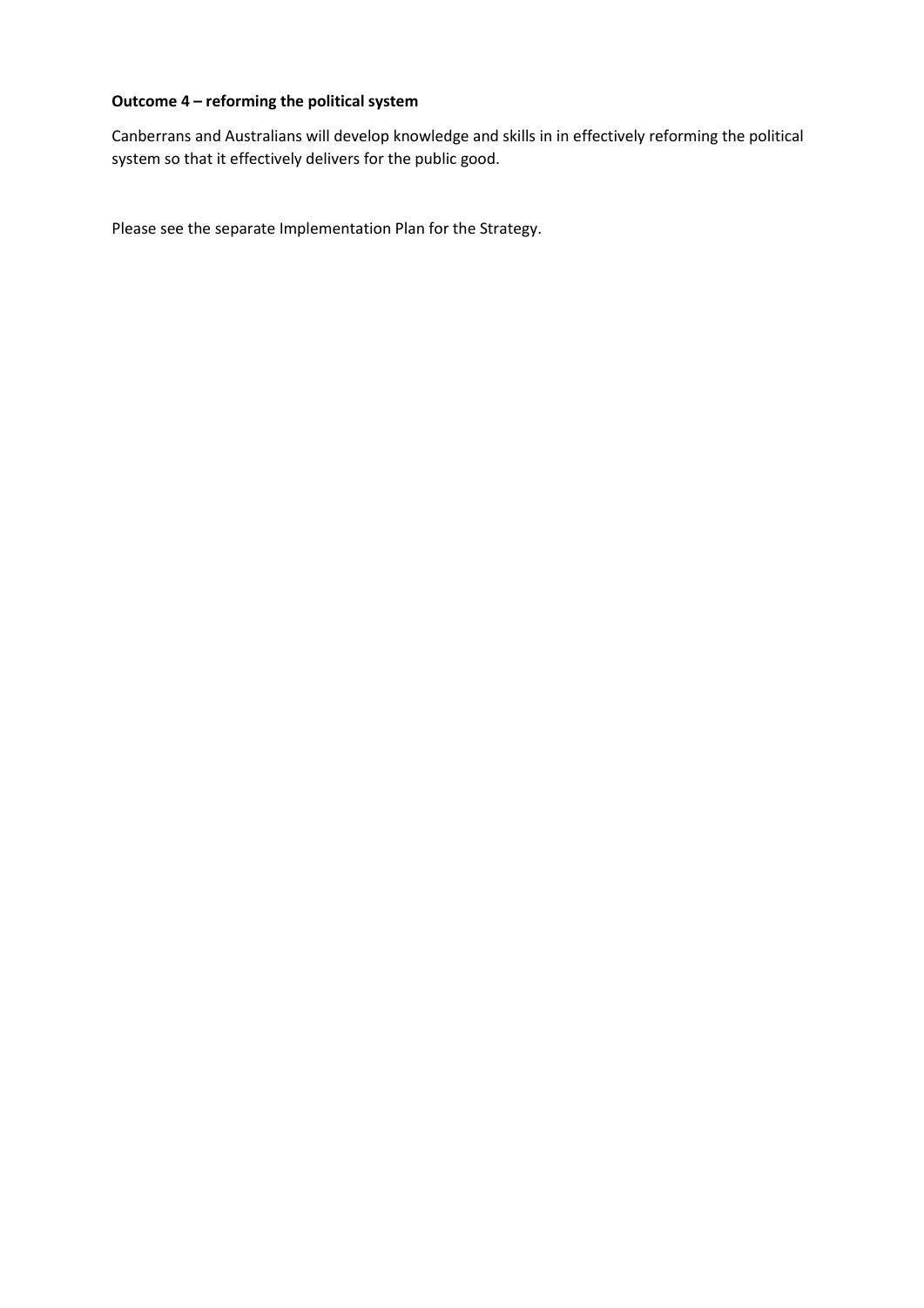**Outcome 4 – reforming the political system**

Canberrans and Australians will develop knowledge and skills in in effectively reforming the political system so that it effectively delivers for the public good.

Please see the separate Implementation Plan for the Strategy.